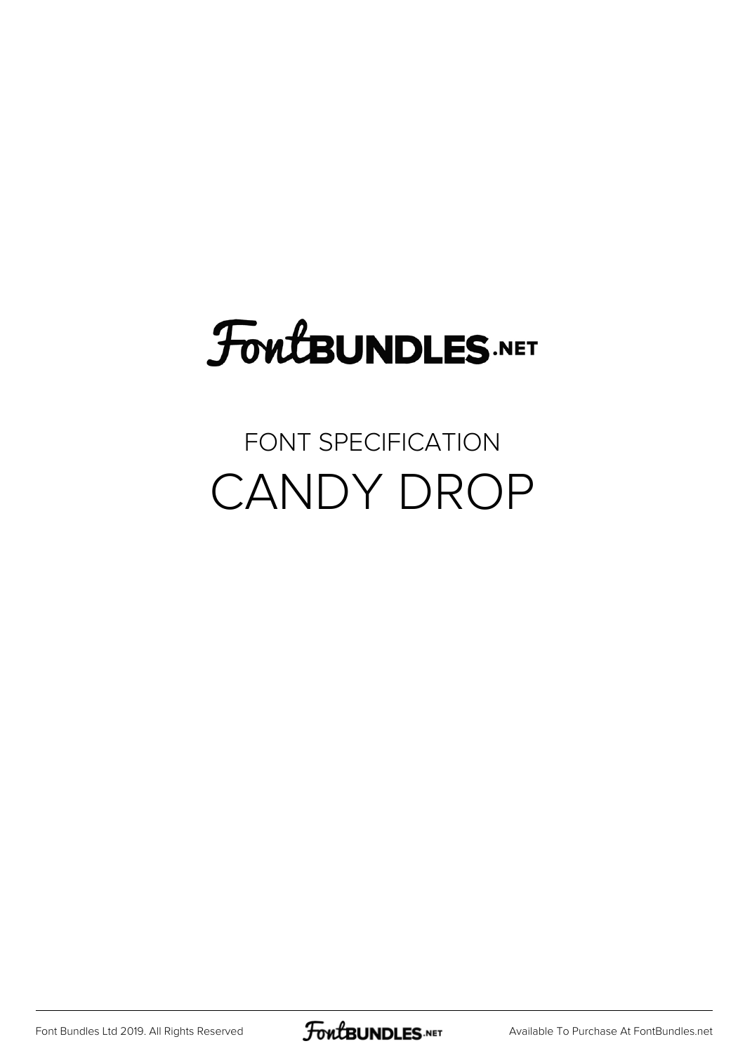FontBUNDLES.NET

FONT SPECIFICATION

# CANDY DROP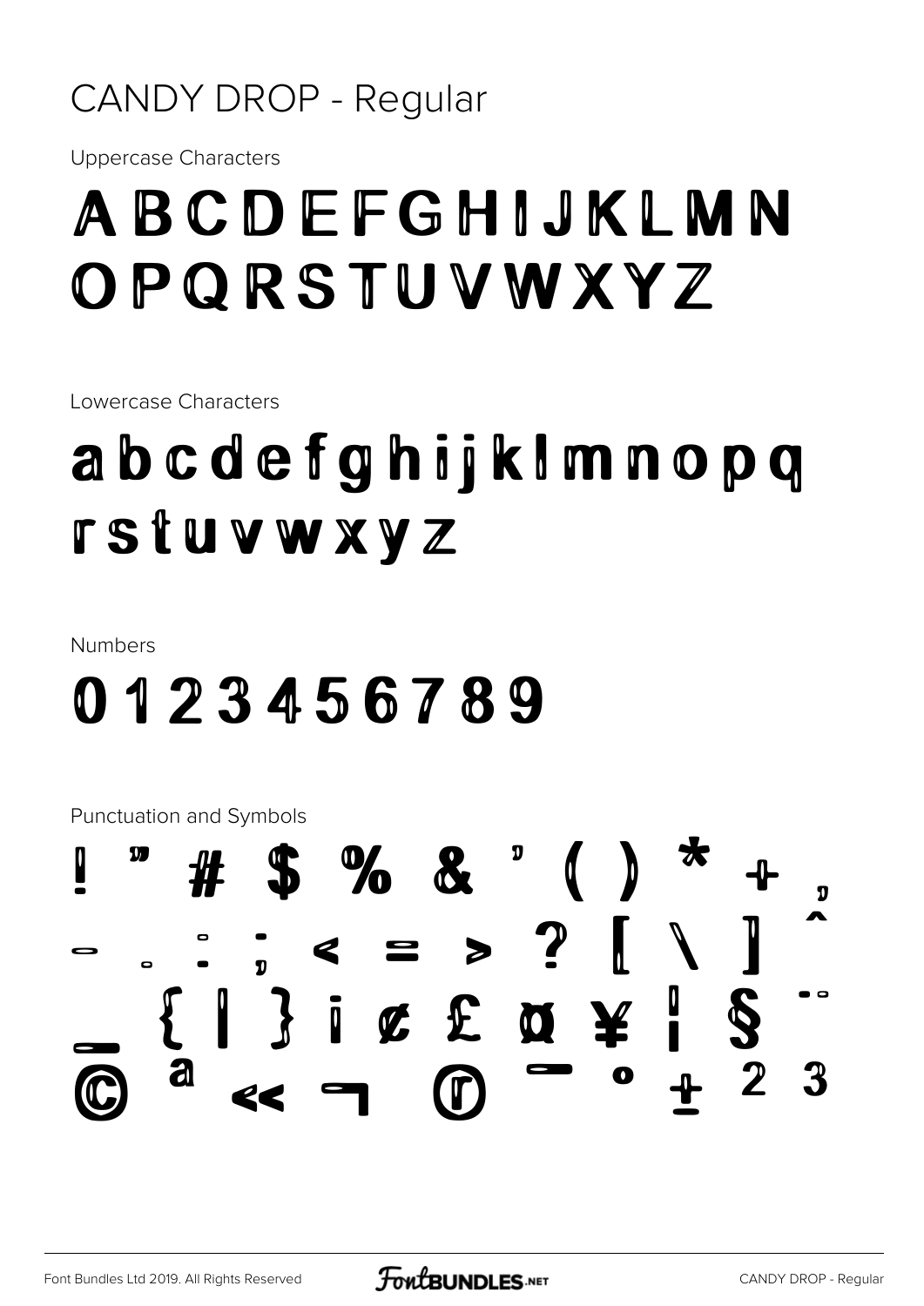# CANDY DROP - Regular

Uppercase Characters

# A B C D E F G H I J K L M N O P Q R S T U V W X Y Z

Lowercase Characters

# a b c d e f g h i j k l m n o p q r s t u v w x y z

Numbers

# 0 1 2 3 4 5 6 7 8 9

Punctuation and Symbols

# ! " # $ % & ' ( ) * + , - . : ; < = > ? [ \ ] ^ _ { | } ¡ ¢ £ ¤ ¥ ¦ § ¨ © ª « ¬ ® ¯ ° ± ² ³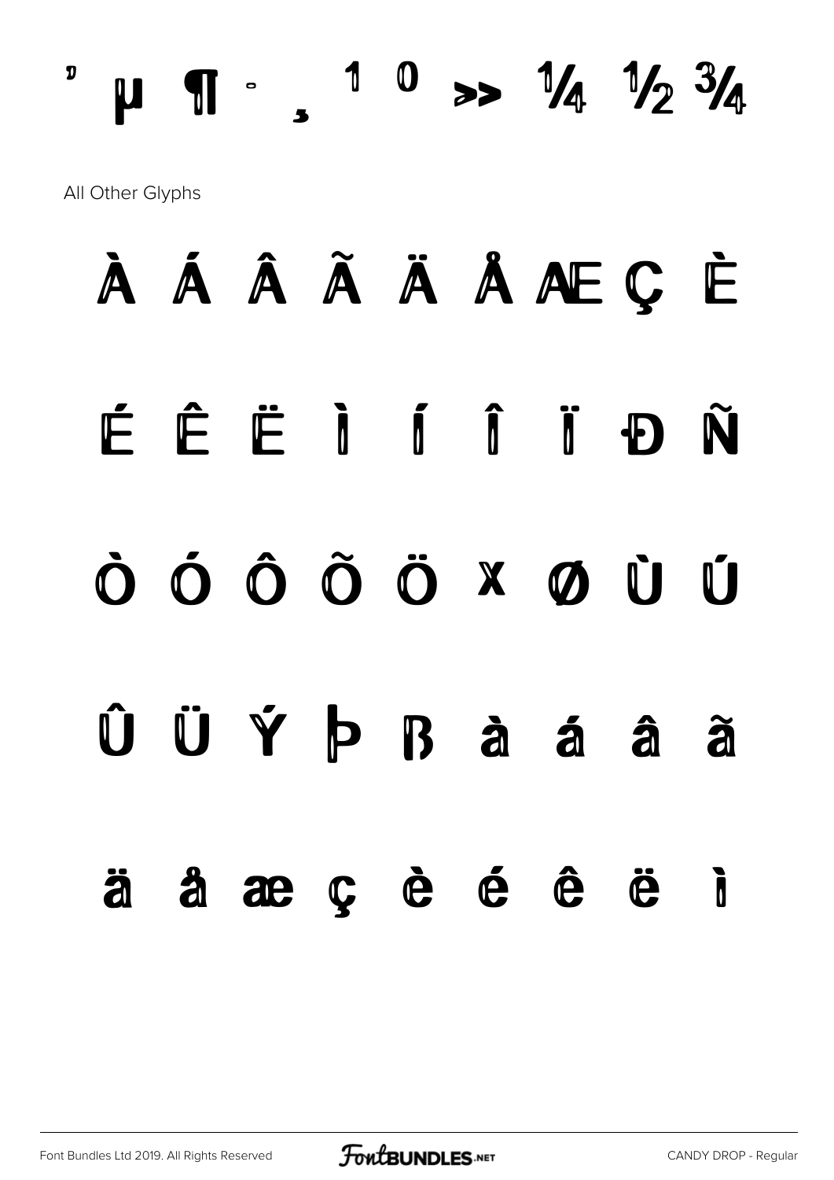' µ ¶ · ¸ ¹ º » ¼ ½ ¾

All Other Glyphs

À Á Â Ã Ä Å Æ Ç È

É Ê Ë Ì Í Î Ï Ð Ñ

Ò Ó Ô Õ Ö × Ø Ù Ú

Û Ü Ý Þ ß à á â ã

ä å æ ç è é ê ë ì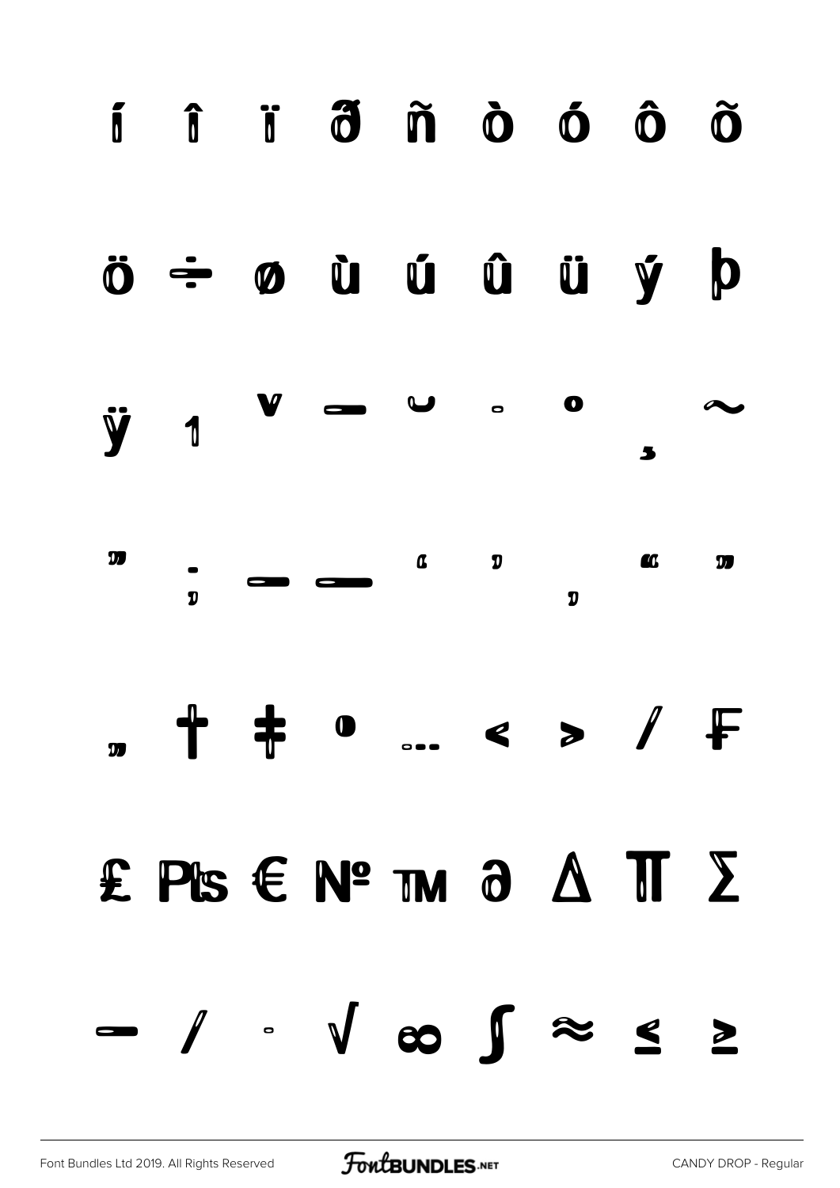í î ï ð ñ ò ó ô õ

ö ÷ ø ù ú û ü ý þ

ÿ ı ˇ ¯ ˘ ˙ ˚ ¸ ˜

˝ ; – — ' ' ‚ " "

„ † ‡ • … ‹ › ⁄ ₣

₤ ₧ € № ™ ∂ ∆ ∏ ∑

− ∕ ∙ √ ∞ ∫ ≈ ≤ ≥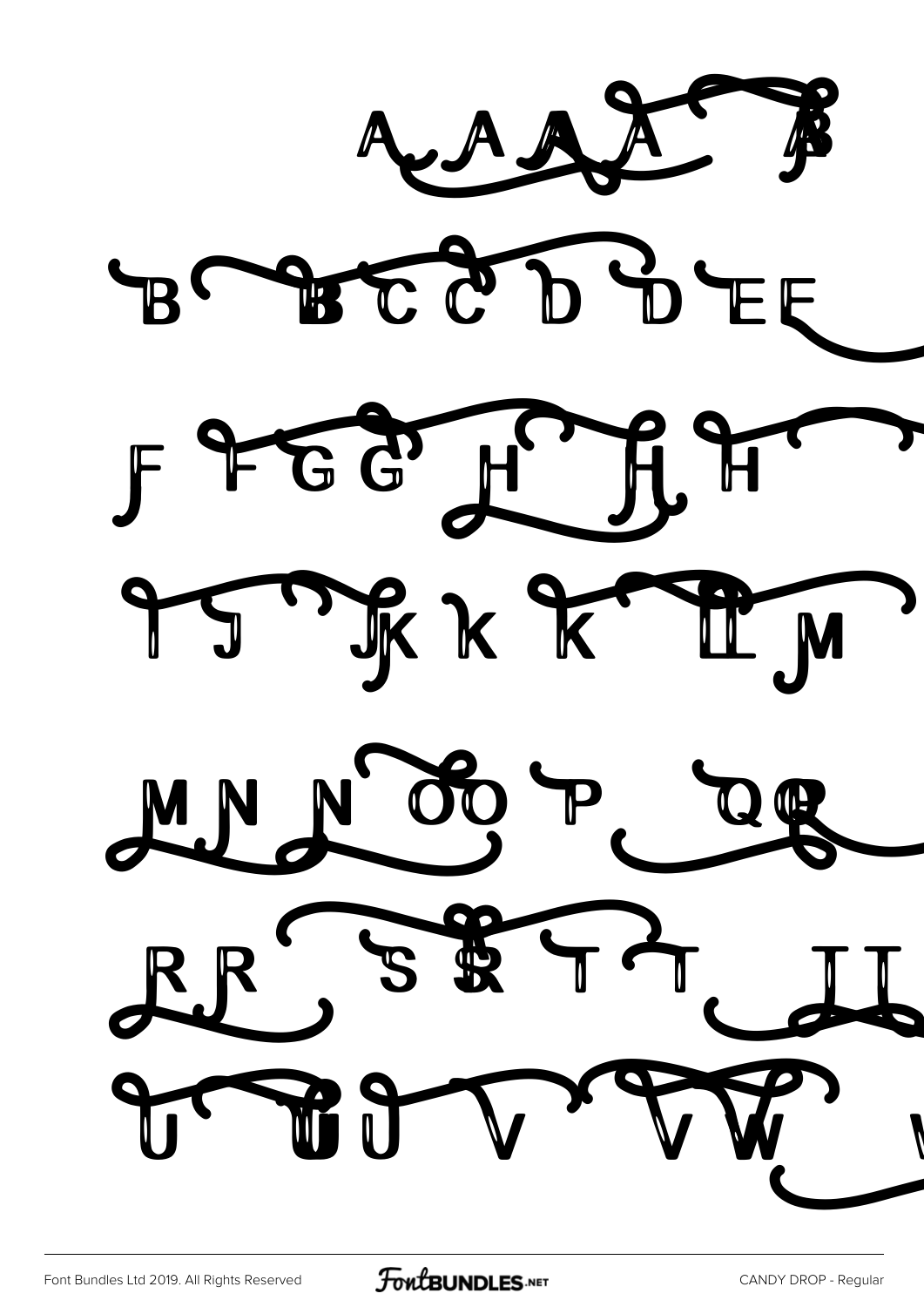A A A A B

B B C C D D E E

F F G G H H H

I J K K K L M

M N N O O P Q Q

R R S S T T T

U U U V V W W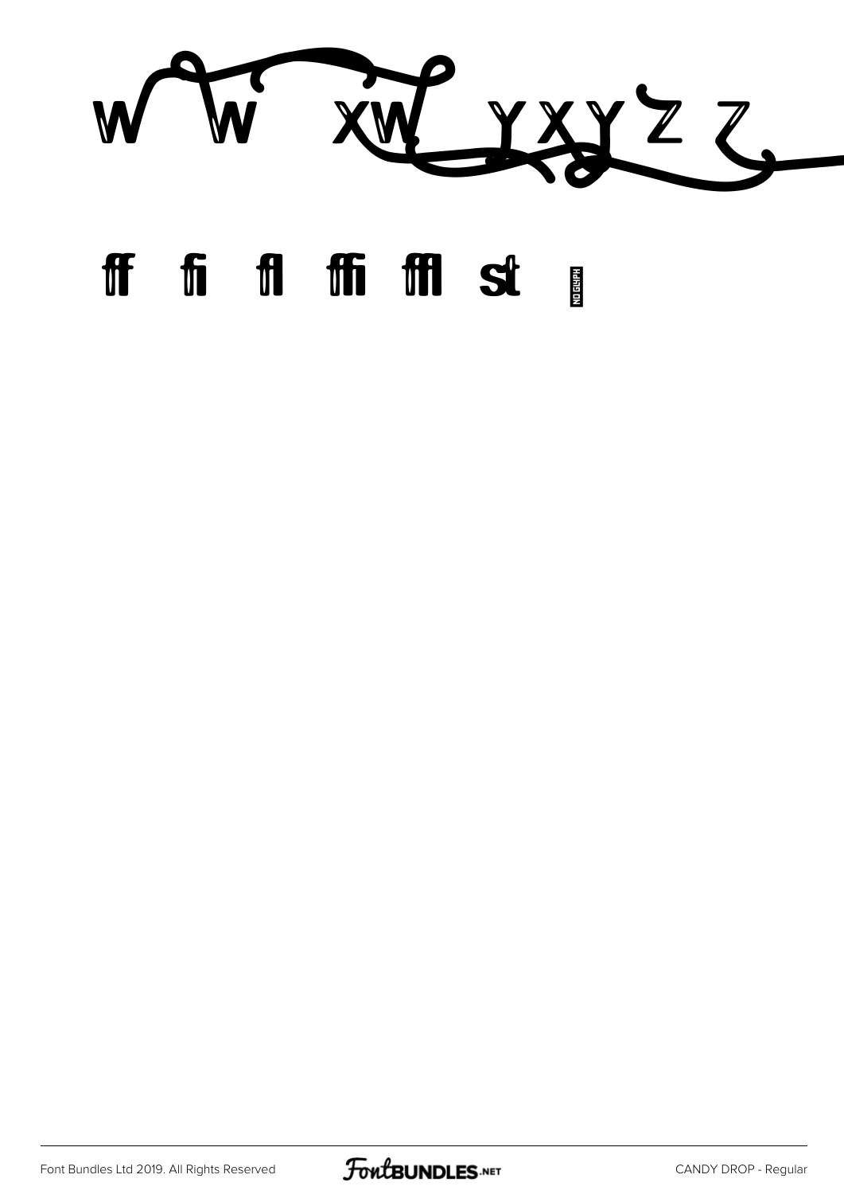w w xw y x y z z

ff fi fl ffi ffl st